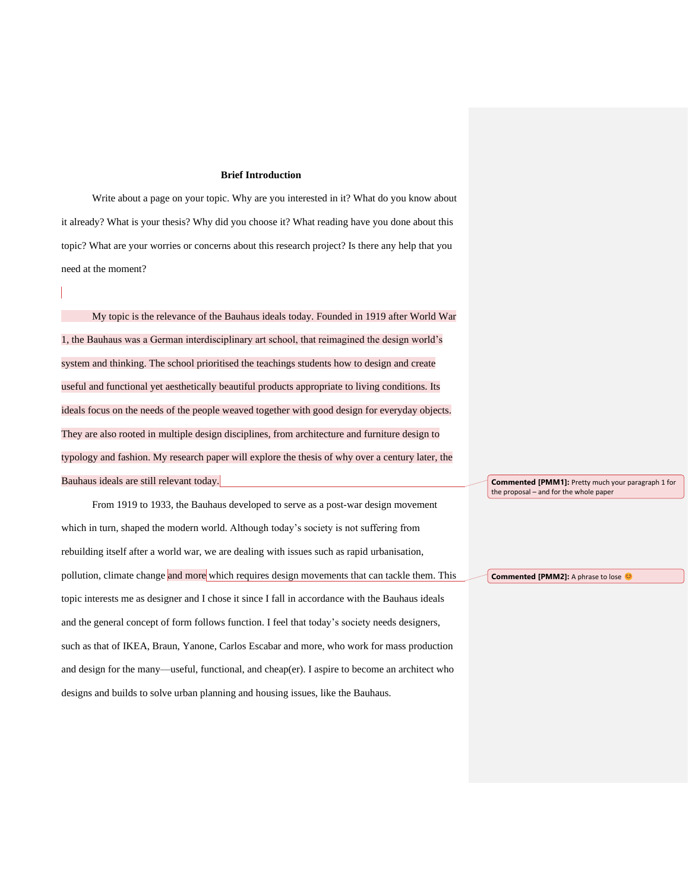**Brief Introduction**

Write about a page on your topic. Why are you interested in it? What do you know about it already? What is your thesis? Why did you choose it? What reading have you done about this topic? What are your worries or concerns about this research project? Is there any help that you need at the moment?

My topic is the relevance of the Bauhaus ideals today. Founded in 1919 after World War 1, the Bauhaus was a German interdisciplinary art school, that reimagined the design world's system and thinking. The school prioritised the teachings students how to design and create useful and functional yet aesthetically beautiful products appropriate to living conditions. Its ideals focus on the needs of the people weaved together with good design for everyday objects. They are also rooted in multiple design disciplines, from architecture and furniture design to typology and fashion. My research paper will explore the thesis of why over a century later, the Bauhaus ideals are still relevant today.

From 1919 to 1933, the Bauhaus developed to serve as a post-war design movement which in turn, shaped the modern world. Although today's society is not suffering from rebuilding itself after a world war, we are dealing with issues such as rapid urbanisation, pollution, climate change and more which requires design movements that can tackle them. This topic interests me as designer and I chose it since I fall in accordance with the Bauhaus ideals and the general concept of form follows function. I feel that today's society needs designers, such as that of IKEA, Braun, Yanone, Carlos Escabar and more, who work for mass production and design for the many—useful, functional, and cheap(er). I aspire to become an architect who designs and builds to solve urban planning and housing issues, like the Bauhaus.

**Commented [PMM1]:** Pretty much your paragraph 1 for the proposal – and for the whole paper

**Commented [PMM2]:** A phrase to lose 😊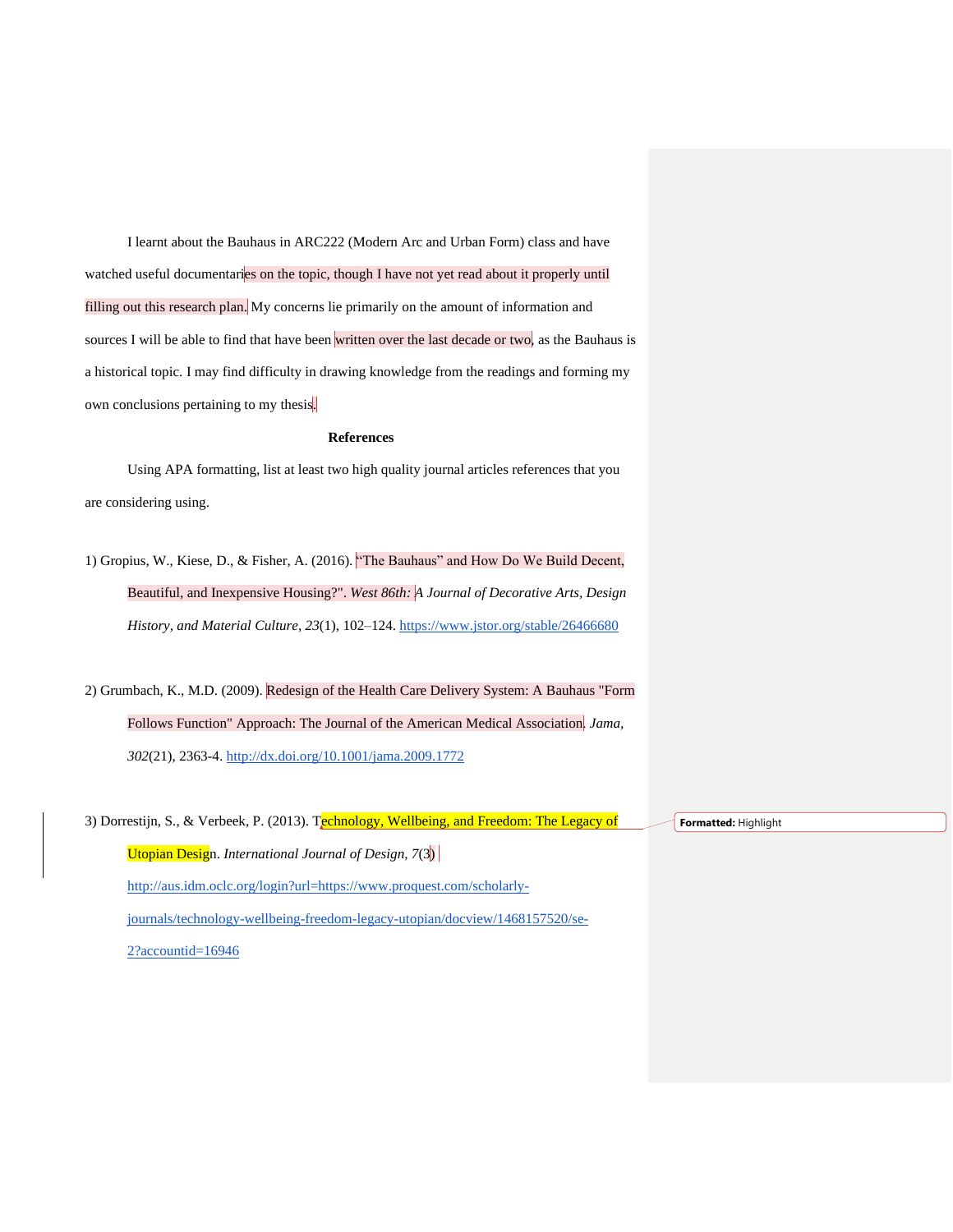I learnt about the Bauhaus in ARC222 (Modern Arc and Urban Form) class and have watched useful documentaries on the topic, though I have not yet read about it properly until filling out this research plan. My concerns lie primarily on the amount of information and sources I will be able to find that have been written over the last decade or two, as the Bauhaus is a historical topic. I may find difficulty in drawing knowledge from the readings and forming my own conclusions pertaining to my thesis.

**References**

Using APA formatting, list at least two high quality journal articles references that you are considering using.

1) Gropius, W., Kiese, D., & Fisher, A. (2016). "The Bauhaus" and How Do We Build Decent, Beautiful, and Inexpensive Housing?". *West 86th: A Journal of Decorative Arts, Design History, and Material Culture*, *23*(1), 102–124. https://www.jstor.org/stable/26466680

2) Grumbach, K., M.D. (2009). Redesign of the Health Care Delivery System: A Bauhaus "Form Follows Function" Approach: The Journal of the American Medical Association. *Jama*, *302*(21), 2363-4. http://dx.doi.org/10.1001/jama.2009.1772

3) Dorrestijn, S., & Verbeek, P. (2013). Technology, Wellbeing, and Freedom: The Legacy of Utopian Design. *International Journal of Design*, *7*(3) http://aus.idm.oclc.org/login?url=https://www.proquest.com/scholarly-journals/technology-wellbeing-freedom-legacy-utopian/docview/1468157520/se-2?accountid=16946

Formatted: Highlight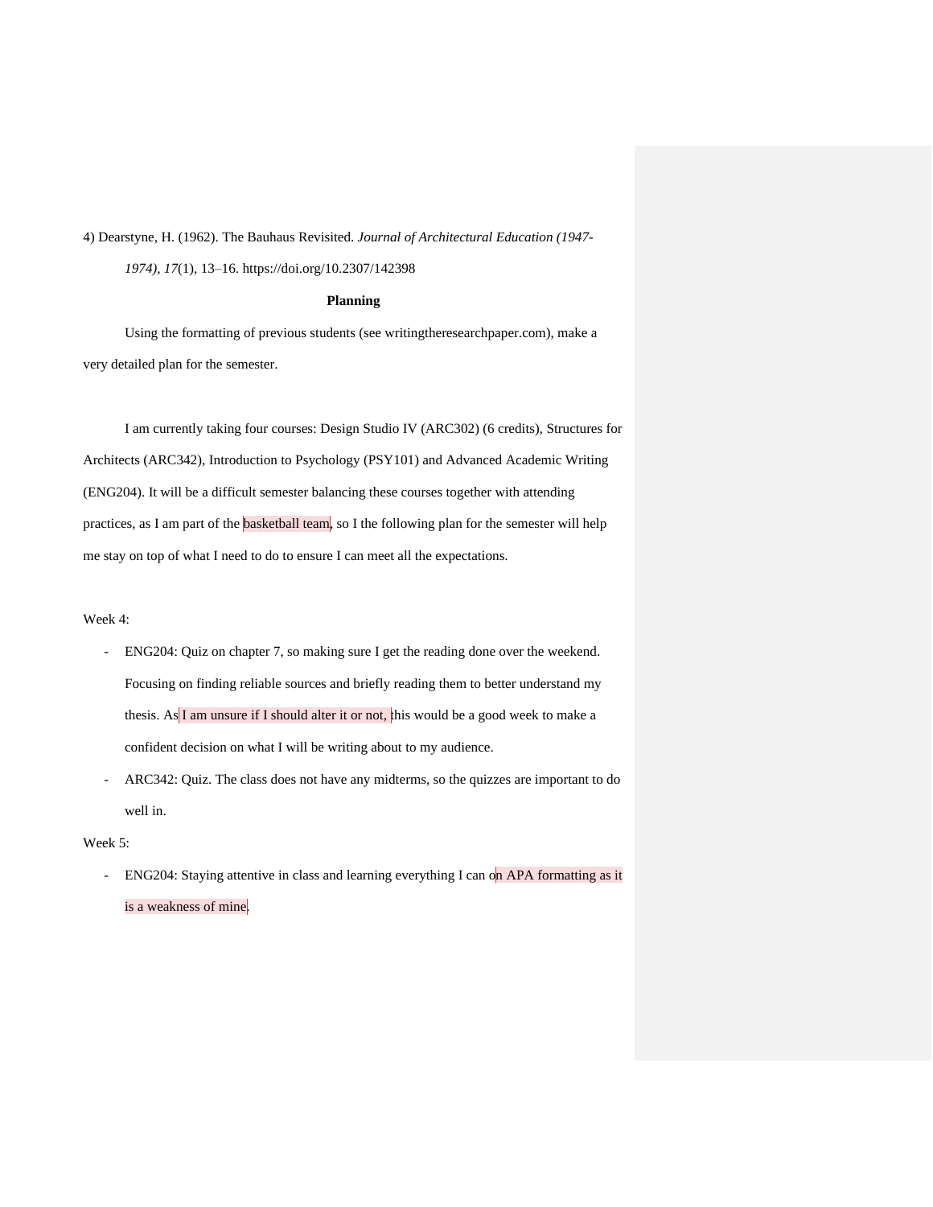4) Dearstyne, H. (1962). The Bauhaus Revisited. *Journal of Architectural Education (1947-1974)*, *17*(1), 13–16. https://doi.org/10.2307/142398

**Planning**

Using the formatting of previous students (see writingtheresearchpaper.com), make a very detailed plan for the semester.

I am currently taking four courses: Design Studio IV (ARC302) (6 credits), Structures for Architects (ARC342), Introduction to Psychology (PSY101) and Advanced Academic Writing (ENG204). It will be a difficult semester balancing these courses together with attending practices, as I am part of the basketball team, so I the following plan for the semester will help me stay on top of what I need to do to ensure I can meet all the expectations.

Week 4:

- ENG204: Quiz on chapter 7, so making sure I get the reading done over the weekend. Focusing on finding reliable sources and briefly reading them to better understand my thesis. As I am unsure if I should alter it or not, this would be a good week to make a confident decision on what I will be writing about to my audience.
- ARC342: Quiz. The class does not have any midterms, so the quizzes are important to do well in.

Week 5:

- ENG204: Staying attentive in class and learning everything I can on APA formatting as it is a weakness of mine.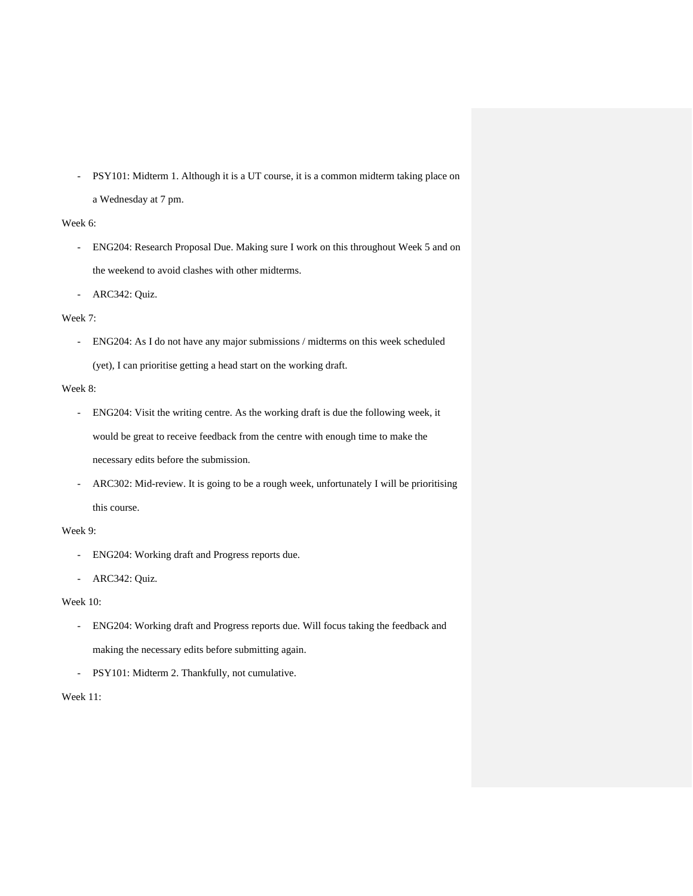- PSY101: Midterm 1. Although it is a UT course, it is a common midterm taking place on a Wednesday at 7 pm.

Week 6:

- ENG204: Research Proposal Due. Making sure I work on this throughout Week 5 and on the weekend to avoid clashes with other midterms.
- ARC342: Quiz.

Week 7:

- ENG204: As I do not have any major submissions / midterms on this week scheduled (yet), I can prioritise getting a head start on the working draft.

Week 8:

- ENG204: Visit the writing centre. As the working draft is due the following week, it would be great to receive feedback from the centre with enough time to make the necessary edits before the submission.
- ARC302: Mid-review. It is going to be a rough week, unfortunately I will be prioritising this course.

Week 9:

- ENG204: Working draft and Progress reports due.
- ARC342: Quiz.

Week 10:

- ENG204: Working draft and Progress reports due. Will focus taking the feedback and making the necessary edits before submitting again.
- PSY101: Midterm 2. Thankfully, not cumulative.

Week 11: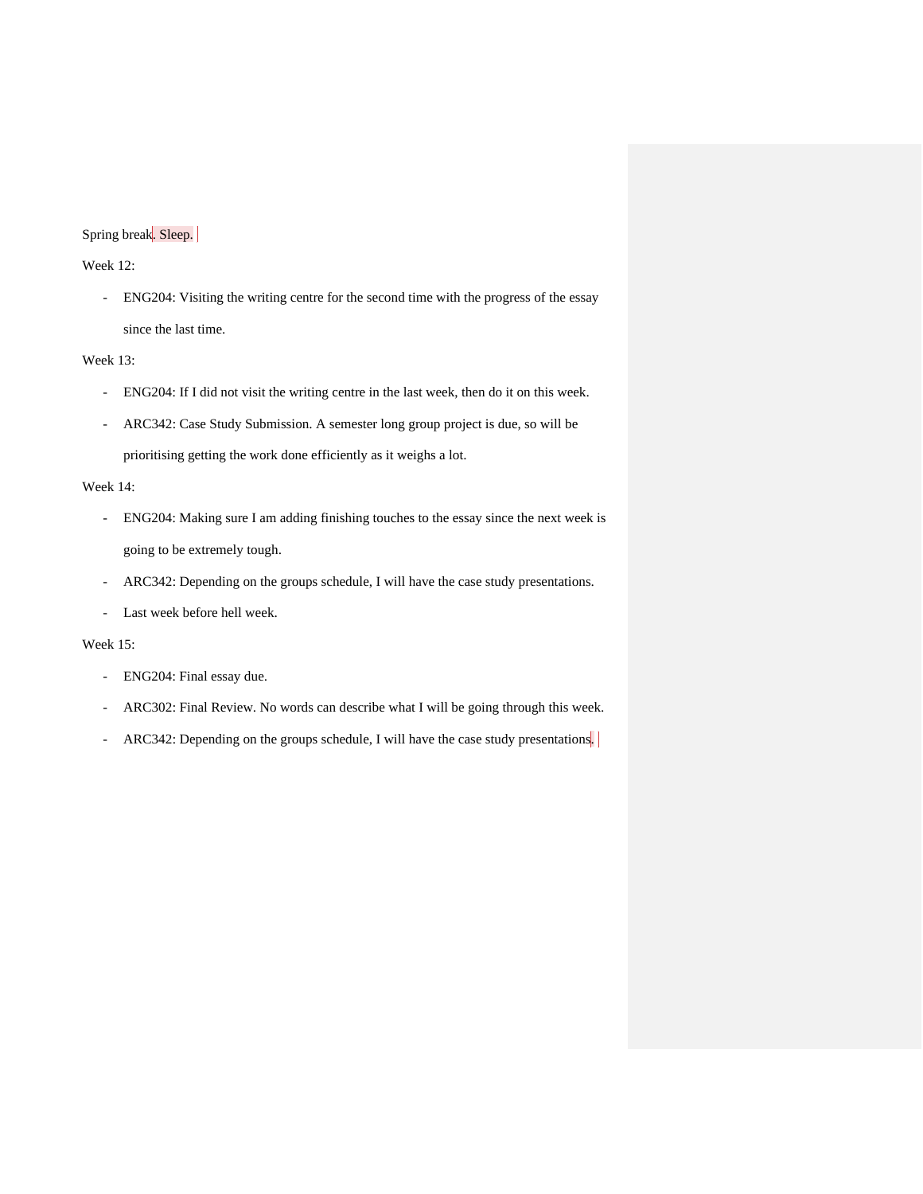Spring break. Sleep.

Week 12:

- ENG204: Visiting the writing centre for the second time with the progress of the essay since the last time.

Week 13:

- ENG204: If I did not visit the writing centre in the last week, then do it on this week.
- ARC342: Case Study Submission. A semester long group project is due, so will be prioritising getting the work done efficiently as it weighs a lot.

Week 14:

- ENG204: Making sure I am adding finishing touches to the essay since the next week is going to be extremely tough.
- ARC342: Depending on the groups schedule, I will have the case study presentations.
- Last week before hell week.

Week 15:

- ENG204: Final essay due.
- ARC302: Final Review. No words can describe what I will be going through this week.
- ARC342: Depending on the groups schedule, I will have the case study presentations.